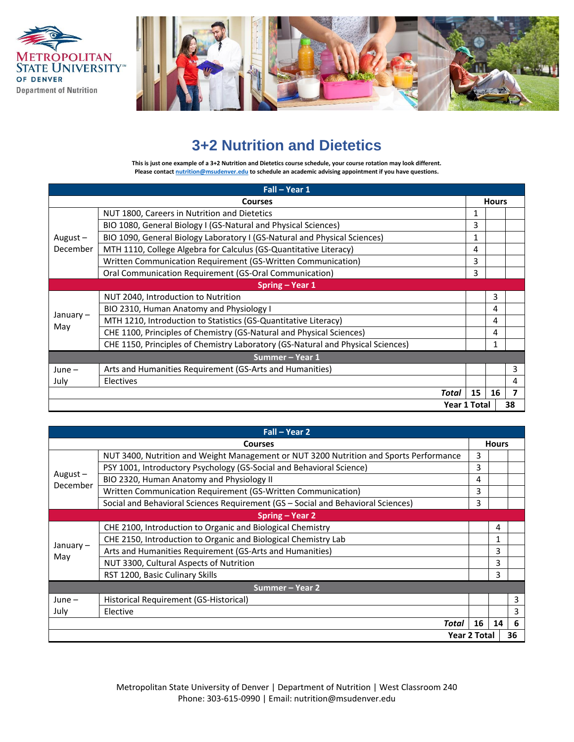Metropolitan State University of Denver
Department of Nutrition

# 3+2 Nutrition and Dietetics

**This is just one example of a 3+2 Nutrition and Dietetics course schedule, your course rotation may look different. Please contact nutrition@msudenver.edu to schedule an academic advising appointment if you have questions.**

| Fall – Year 1 | | | | |
|---|---|---|---|---|
| | **Courses** | **Hours** | | |
| August – December | NUT 1800, Careers in Nutrition and Dietetics | 1 | | |
| | BIO 1080, General Biology I (GS-Natural and Physical Sciences) | 3 | | |
| | BIO 1090, General Biology Laboratory I (GS-Natural and Physical Sciences) | 1 | | |
| | MTH 1110, College Algebra for Calculus (GS-Quantitative Literacy) | 4 | | |
| | Written Communication Requirement (GS-Written Communication) | 3 | | |
| | Oral Communication Requirement (GS-Oral Communication) | 3 | | |
| **Spring – Year 1** | | | | |
| January – May | NUT 2040, Introduction to Nutrition | | 3 | |
| | BIO 2310, Human Anatomy and Physiology I | | 4 | |
| | MTH 1210, Introduction to Statistics (GS-Quantitative Literacy) | | 4 | |
| | CHE 1100, Principles of Chemistry (GS-Natural and Physical Sciences) | | 4 | |
| | CHE 1150, Principles of Chemistry Laboratory (GS-Natural and Physical Sciences) | | 1 | |
| **Summer – Year 1** | | | | |
| June – July | Arts and Humanities Requirement (GS-Arts and Humanities) | | | 3 |
| | Electives | | | 4 |
| | ***Total*** | **15** | **16** | **7** |
| | **Year 1 Total** | | | **38** |

| Fall – Year 2 | | | | |
|---|---|---|---|---|
| | **Courses** | **Hours** | | |
| August – December | NUT 3400, Nutrition and Weight Management or NUT 3200 Nutrition and Sports Performance | 3 | | |
| | PSY 1001, Introductory Psychology (GS-Social and Behavioral Science) | 3 | | |
| | BIO 2320, Human Anatomy and Physiology II | 4 | | |
| | Written Communication Requirement (GS-Written Communication) | 3 | | |
| | Social and Behavioral Sciences Requirement (GS – Social and Behavioral Sciences) | 3 | | |
| **Spring – Year 2** | | | | |
| January – May | CHE 2100, Introduction to Organic and Biological Chemistry | | 4 | |
| | CHE 2150, Introduction to Organic and Biological Chemistry Lab | | 1 | |
| | Arts and Humanities Requirement (GS-Arts and Humanities) | | 3 | |
| | NUT 3300, Cultural Aspects of Nutrition | | 3 | |
| | RST 1200, Basic Culinary Skills | | 3 | |
| **Summer – Year 2** | | | | |
| June – July | Historical Requirement (GS-Historical) | | | 3 |
| | Elective | | | 3 |
| | ***Total*** | **16** | **14** | **6** |
| | **Year 2 Total** | | | **36** |

Metropolitan State University of Denver | Department of Nutrition | West Classroom 240
Phone: 303-615-0990 | Email: nutrition@msudenver.edu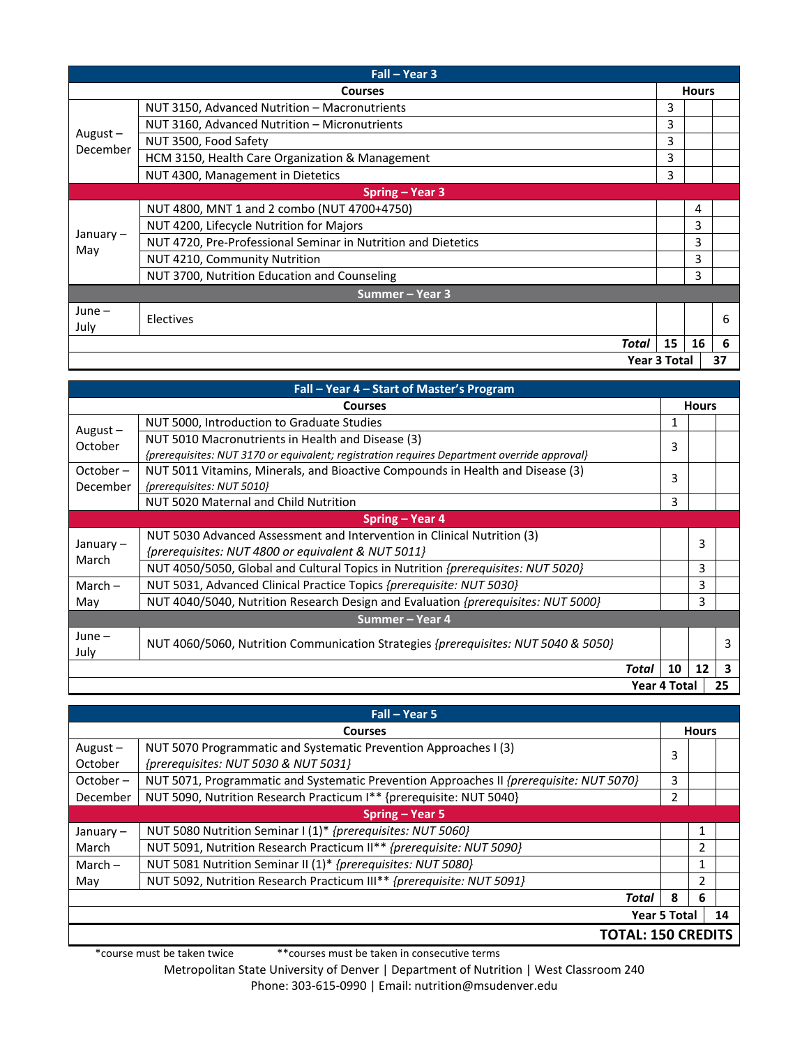| Fall – Year 3 | | | | |
|---|---|---|---|---|
| | **Courses** | **Hours** | | |
| August – December | NUT 3150, Advanced Nutrition – Macronutrients | 3 | | |
| | NUT 3160, Advanced Nutrition – Micronutrients | 3 | | |
| | NUT 3500, Food Safety | 3 | | |
| | HCM 3150, Health Care Organization & Management | 3 | | |
| | NUT 4300, Management in Dietetics | 3 | | |
| **Spring – Year 3** | | | | |
| January – May | NUT 4800, MNT 1 and 2 combo (NUT 4700+4750) | | 4 | |
| | NUT 4200, Lifecycle Nutrition for Majors | | 3 | |
| | NUT 4720, Pre-Professional Seminar in Nutrition and Dietetics | | 3 | |
| | NUT 4210, Community Nutrition | | 3 | |
| | NUT 3700, Nutrition Education and Counseling | | 3 | |
| **Summer – Year 3** | | | | |
| June – July | Electives | | | 6 |
| | ***Total*** | **15** | **16** | **6** |
| | **Year 3 Total** | | | **37** |

| Fall – Year 4 – Start of Master's Program | | | | |
|---|---|---|---|---|
| | **Courses** | **Hours** | | |
| August – October | NUT 5000, Introduction to Graduate Studies | 1 | | |
| | NUT 5010 Macronutrients in Health and Disease (3) *{prerequisites: NUT 3170 or equivalent; registration requires Department override approval}* | 3 | | |
| October – December | NUT 5011 Vitamins, Minerals, and Bioactive Compounds in Health and Disease (3) *{prerequisites: NUT 5010}* | 3 | | |
| | NUT 5020 Maternal and Child Nutrition | 3 | | |
| **Spring – Year 4** | | | | |
| January – March | NUT 5030 Advanced Assessment and Intervention in Clinical Nutrition (3) *{prerequisites: NUT 4800 or equivalent & NUT 5011}* | | 3 | |
| | NUT 4050/5050, Global and Cultural Topics in Nutrition *{prerequisites: NUT 5020}* | | 3 | |
| March – May | NUT 5031, Advanced Clinical Practice Topics *{prerequisite: NUT 5030}* | | 3 | |
| | NUT 4040/5040, Nutrition Research Design and Evaluation *{prerequisites: NUT 5000}* | | 3 | |
| **Summer – Year 4** | | | | |
| June – July | NUT 4060/5060, Nutrition Communication Strategies *{prerequisites: NUT 5040 & 5050}* | | | 3 |
| | ***Total*** | **10** | **12** | **3** |
| | **Year 4 Total** | | | **25** |

| Fall – Year 5 | | | | |
|---|---|---|---|---|
| | **Courses** | **Hours** | | |
| August – October | NUT 5070 Programmatic and Systematic Prevention Approaches I (3) *{prerequisites: NUT 5030 & NUT 5031}* | 3 | | |
| October – December | NUT 5071, Programmatic and Systematic Prevention Approaches II *{prerequisite: NUT 5070}* | 3 | | |
| | NUT 5090, Nutrition Research Practicum I** {prerequisite: NUT 5040} | 2 | | |
| **Spring – Year 5** | | | | |
| January – March | NUT 5080 Nutrition Seminar I (1)* *{prerequisites: NUT 5060}* | | 1 | |
| | NUT 5091, Nutrition Research Practicum II** *{prerequisite: NUT 5090}* | | 2 | |
| March – May | NUT 5081 Nutrition Seminar II (1)* *{prerequisites: NUT 5080}* | | 1 | |
| | NUT 5092, Nutrition Research Practicum III** *{prerequisite: NUT 5091}* | | 2 | |
| | ***Total*** | **8** | **6** | |
| | **Year 5 Total** | | | **14** |
| | **TOTAL: 150 CREDITS** | | | |

*course must be taken twice **courses must be taken in consecutive terms

Metropolitan State University of Denver | Department of Nutrition | West Classroom 240
Phone: 303-615-0990 | Email: nutrition@msudenver.edu